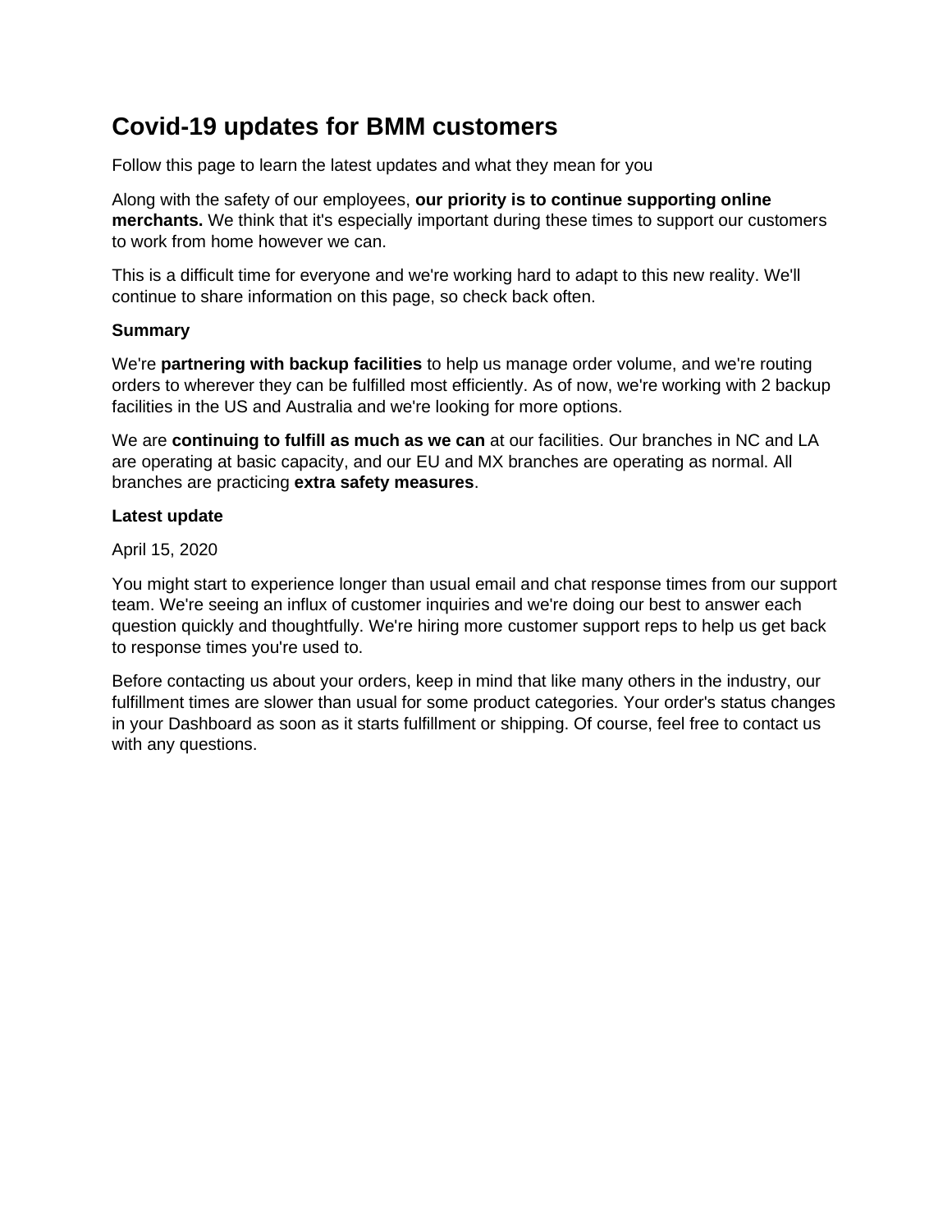# Covid-19 updates for BMM customers

Follow this page to learn the latest updates and what they mean for you

Along with the safety of our employees, **our priority is to continue supporting online merchants.** We think that it's especially important during these times to support our customers to work from home however we can.

This is a difficult time for everyone and we're working hard to adapt to this new reality. We'll continue to share information on this page, so check back often.

**Summary**

We're **partnering with backup facilities** to help us manage order volume, and we're routing orders to wherever they can be fulfilled most efficiently. As of now, we're working with 2 backup facilities in the US and Australia and we're looking for more options.

We are **continuing to fulfill as much as we can** at our facilities. Our branches in NC and LA are operating at basic capacity, and our EU and MX branches are operating as normal. All branches are practicing **extra safety measures**.

**Latest update**

April 15, 2020

You might start to experience longer than usual email and chat response times from our support team. We're seeing an influx of customer inquiries and we're doing our best to answer each question quickly and thoughtfully. We're hiring more customer support reps to help us get back to response times you're used to.

Before contacting us about your orders, keep in mind that like many others in the industry, our fulfillment times are slower than usual for some product categories. Your order's status changes in your Dashboard as soon as it starts fulfillment or shipping. Of course, feel free to contact us with any questions.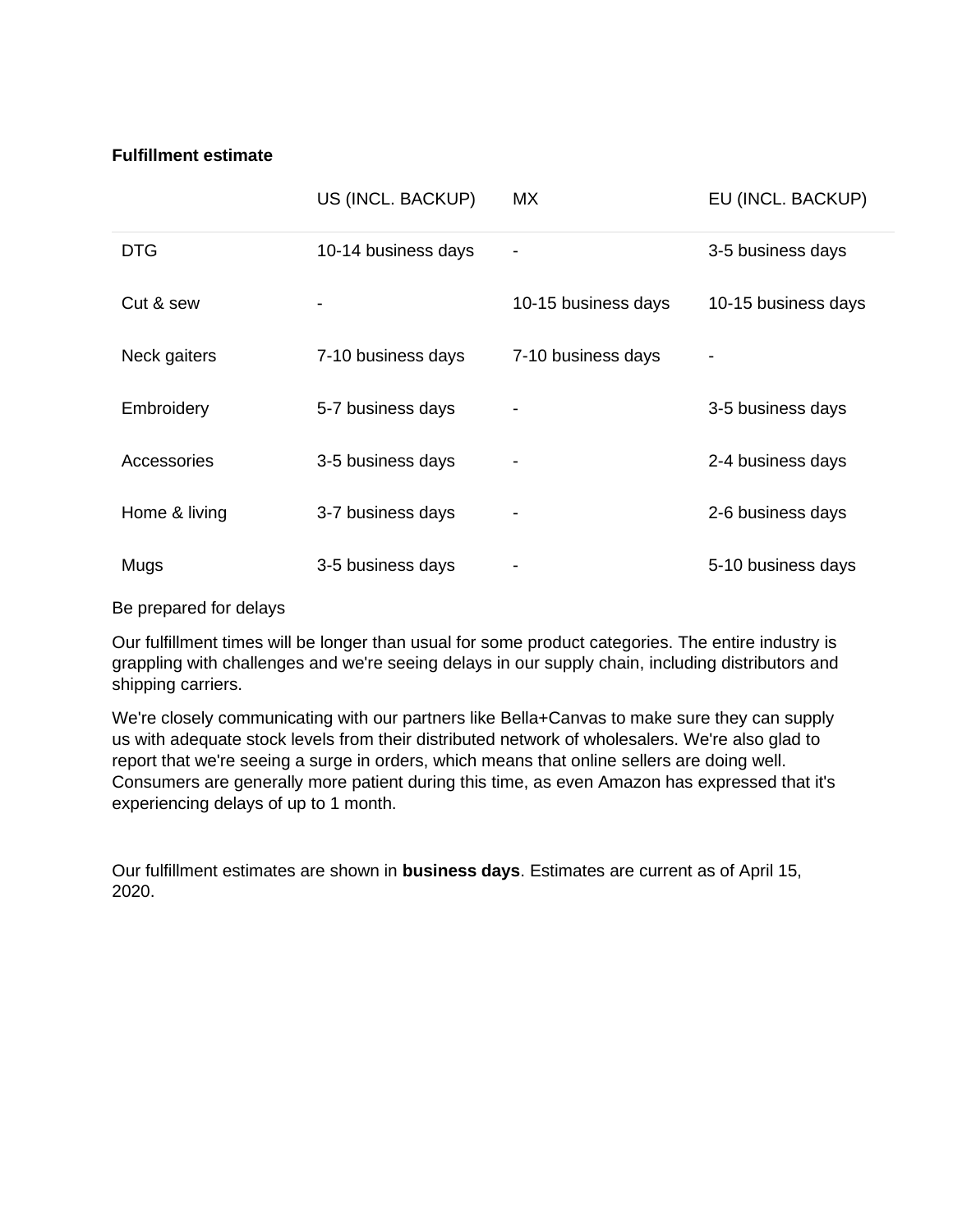**Fulfillment estimate**

| | US (INCL. BACKUP) | MX | EU (INCL. BACKUP) |
|---|---|---|---|
| DTG | 10-14 business days | - | 3-5 business days |
| Cut & sew | - | 10-15 business days | 10-15 business days |
| Neck gaiters | 7-10 business days | 7-10 business days | - |
| Embroidery | 5-7 business days | - | 3-5 business days |
| Accessories | 3-5 business days | - | 2-4 business days |
| Home & living | 3-7 business days | - | 2-6 business days |
| Mugs | 3-5 business days | - | 5-10 business days |

Be prepared for delays

Our fulfillment times will be longer than usual for some product categories. The entire industry is grappling with challenges and we're seeing delays in our supply chain, including distributors and shipping carriers.

We're closely communicating with our partners like Bella+Canvas to make sure they can supply us with adequate stock levels from their distributed network of wholesalers. We're also glad to report that we're seeing a surge in orders, which means that online sellers are doing well. Consumers are generally more patient during this time, as even Amazon has expressed that it's experiencing delays of up to 1 month.

Our fulfillment estimates are shown in **business days**. Estimates are current as of April 15, 2020.